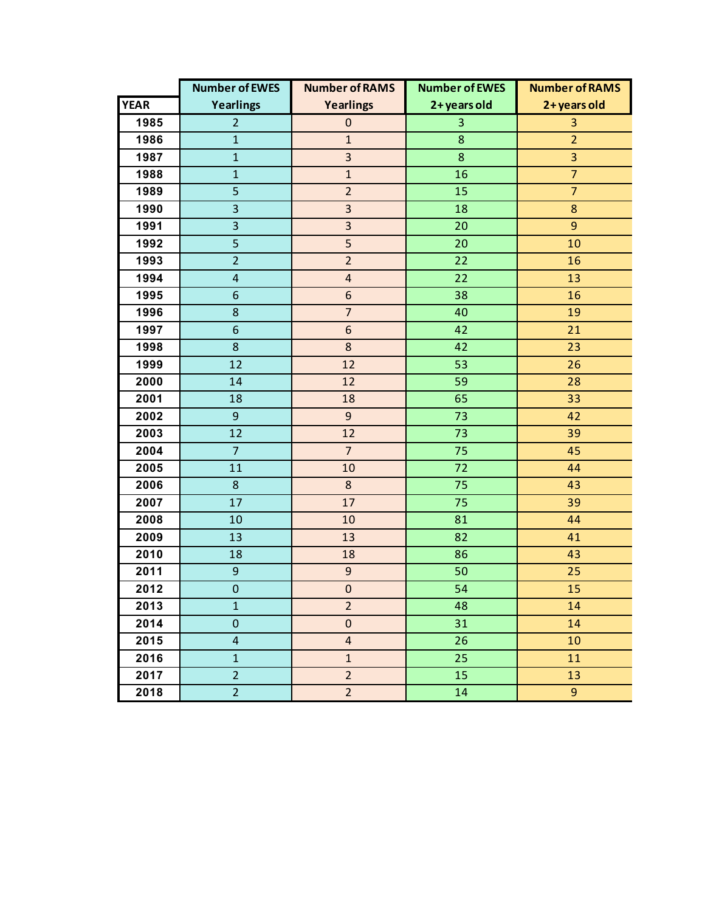| YEAR | Number of EWES Yearlings | Number of RAMS Yearlings | Number of EWES 2+ years old | Number of RAMS 2+ years old |
|---|---|---|---|---|
| 1985 | 2 | 0 | 3 | 3 |
| 1986 | 1 | 1 | 8 | 2 |
| 1987 | 1 | 3 | 8 | 3 |
| 1988 | 1 | 1 | 16 | 7 |
| 1989 | 5 | 2 | 15 | 7 |
| 1990 | 3 | 3 | 18 | 8 |
| 1991 | 3 | 3 | 20 | 9 |
| 1992 | 5 | 5 | 20 | 10 |
| 1993 | 2 | 2 | 22 | 16 |
| 1994 | 4 | 4 | 22 | 13 |
| 1995 | 6 | 6 | 38 | 16 |
| 1996 | 8 | 7 | 40 | 19 |
| 1997 | 6 | 6 | 42 | 21 |
| 1998 | 8 | 8 | 42 | 23 |
| 1999 | 12 | 12 | 53 | 26 |
| 2000 | 14 | 12 | 59 | 28 |
| 2001 | 18 | 18 | 65 | 33 |
| 2002 | 9 | 9 | 73 | 42 |
| 2003 | 12 | 12 | 73 | 39 |
| 2004 | 7 | 7 | 75 | 45 |
| 2005 | 11 | 10 | 72 | 44 |
| 2006 | 8 | 8 | 75 | 43 |
| 2007 | 17 | 17 | 75 | 39 |
| 2008 | 10 | 10 | 81 | 44 |
| 2009 | 13 | 13 | 82 | 41 |
| 2010 | 18 | 18 | 86 | 43 |
| 2011 | 9 | 9 | 50 | 25 |
| 2012 | 0 | 0 | 54 | 15 |
| 2013 | 1 | 2 | 48 | 14 |
| 2014 | 0 | 0 | 31 | 14 |
| 2015 | 4 | 4 | 26 | 10 |
| 2016 | 1 | 1 | 25 | 11 |
| 2017 | 2 | 2 | 15 | 13 |
| 2018 | 2 | 2 | 14 | 9 |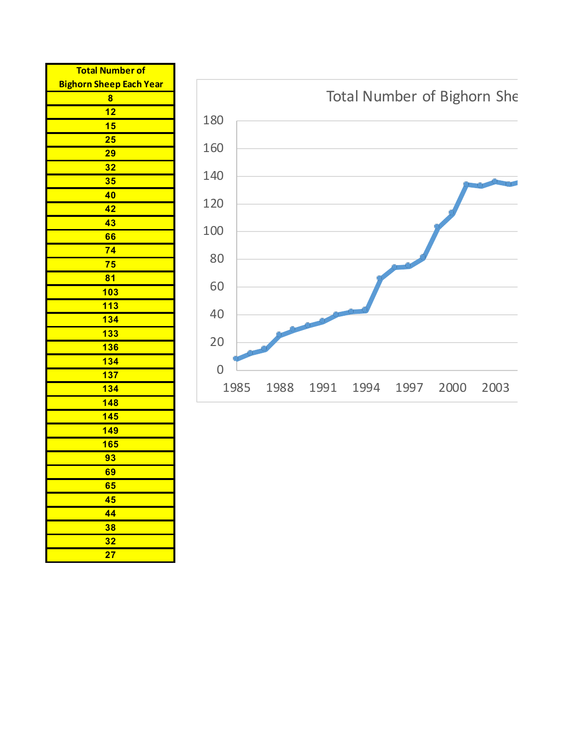| Total Number of Bighorn Sheep Each Year |
|---|
| 8 |
| 12 |
| 15 |
| 25 |
| 29 |
| 32 |
| 35 |
| 40 |
| 42 |
| 43 |
| 66 |
| 74 |
| 75 |
| 81 |
| 103 |
| 113 |
| 134 |
| 133 |
| 136 |
| 134 |
| 137 |
| 134 |
| 148 |
| 145 |
| 149 |
| 165 |
| 93 |
| 69 |
| 65 |
| 45 |
| 44 |
| 38 |
| 32 |
| 27 |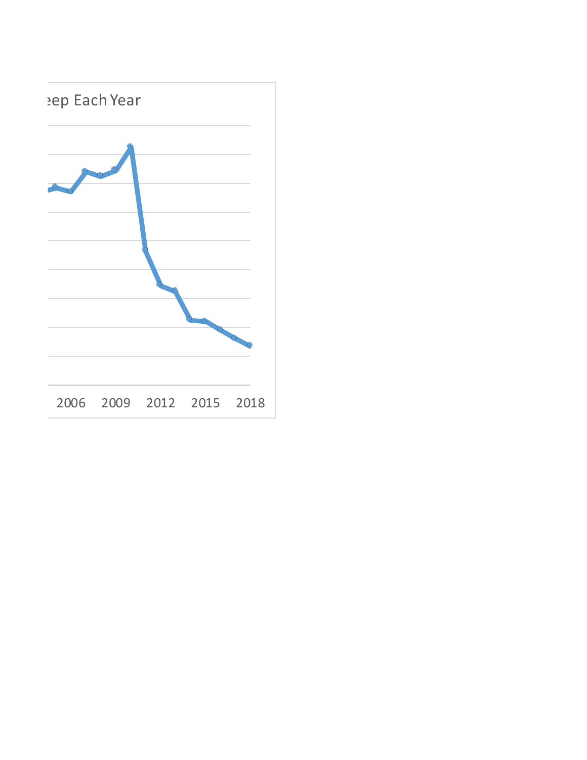eep Each Year

2006 2009 2012 2015 2018